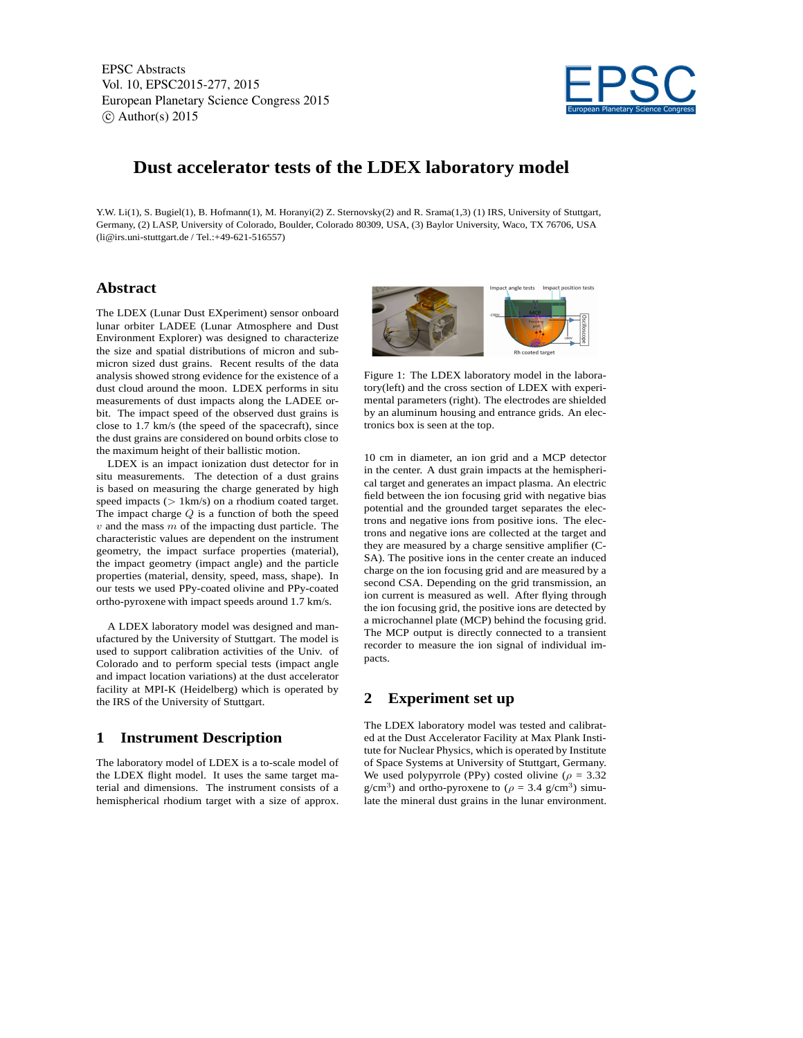EPSC Abstracts
Vol. 10, EPSC2015-277, 2015
European Planetary Science Congress 2015
© Author(s) 2015

# Dust accelerator tests of the LDEX laboratory model

Y.W. Li(1), S. Bugiel(1), B. Hofmann(1), M. Horanyi(2) Z. Sternovsky(2) and R. Srama(1,3) (1) IRS, University of Stuttgart, Germany, (2) LASP, University of Colorado, Boulder, Colorado 80309, USA, (3) Baylor University, Waco, TX 76706, USA (li@irs.uni-stuttgart.de / Tel.:+49-621-516557)

## Abstract

The LDEX (Lunar Dust EXperiment) sensor onboard lunar orbiter LADEE (Lunar Atmosphere and Dust Environment Explorer) was designed to characterize the size and spatial distributions of micron and sub-micron sized dust grains. Recent results of the data analysis showed strong evidence for the existence of a dust cloud around the moon. LDEX performs in situ measurements of dust impacts along the LADEE orbit. The impact speed of the observed dust grains is close to 1.7 km/s (the speed of the spacecraft), since the dust grains are considered on bound orbits close to the maximum height of their ballistic motion.

LDEX is an impact ionization dust detector for in situ measurements. The detection of a dust grains is based on measuring the charge generated by high speed impacts ($>$ 1km/s) on a rhodium coated target. The impact charge $Q$ is a function of both the speed $v$ and the mass $m$ of the impacting dust particle. The characteristic values are dependent on the instrument geometry, the impact surface properties (material), the impact geometry (impact angle) and the particle properties (material, density, speed, mass, shape). In our tests we used PPy-coated olivine and PPy-coated ortho-pyroxene with impact speeds around 1.7 km/s.

A LDEX laboratory model was designed and manufactured by the University of Stuttgart. The model is used to support calibration activities of the Univ. of Colorado and to perform special tests (impact angle and impact location variations) at the dust accelerator facility at MPI-K (Heidelberg) which is operated by the IRS of the University of Stuttgart.

## 1 Instrument Description

The laboratory model of LDEX is a to-scale model of the LDEX flight model. It uses the same target material and dimensions. The instrument consists of a hemispherical rhodium target with a size of approx. 10 cm in diameter, an ion grid and a MCP detector in the center. A dust grain impacts at the hemispherical target and generates an impact plasma. An electric field between the ion focusing grid with negative bias potential and the grounded target separates the electrons and negative ions from positive ions. The electrons and negative ions are collected at the target and they are measured by a charge sensitive amplifier (CSA). The positive ions in the center create an induced charge on the ion focusing grid and are measured by a second CSA. Depending on the grid transmission, an ion current is measured as well. After flying through the ion focusing grid, the positive ions are detected by a microchannel plate (MCP) behind the focusing grid. The MCP output is directly connected to a transient recorder to measure the ion signal of individual impacts.

Figure 1: The LDEX laboratory model in the laboratory(left) and the cross section of LDEX with experimental parameters (right). The electrodes are shielded by an aluminum housing and entrance grids. An electronics box is seen at the top.

## 2 Experiment set up

The LDEX laboratory model was tested and calibrated at the Dust Accelerator Facility at Max Plank Institute for Nuclear Physics, which is operated by Institute of Space Systems at University of Stuttgart, Germany. We used polypyrrole (PPy) costed olivine ($\rho$ = 3.32 g/cm$^3$) and ortho-pyroxene to ($\rho$ = 3.4 g/cm$^3$) simulate the mineral dust grains in the lunar environment.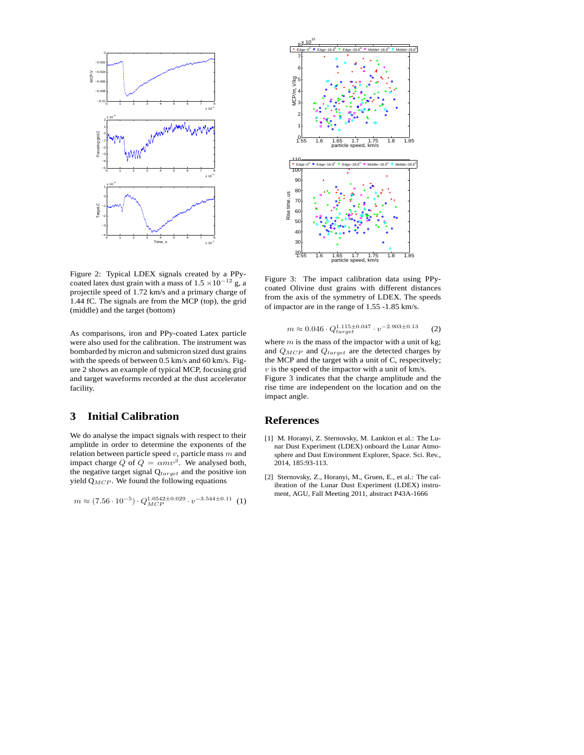0
−0.002
−0.004
−0.006
−0.008
−0.01
MCP,V
0 1 2 3 4 5 6 7 8
x 10⁻⁴

x 10⁻³
2
1
0
−1
−2
−3
−4
−5
Focusing grid,C
0 1 2 3 4 5 6 7 8
x 10⁻⁴

x 10⁻³
1
0
−1
−2
−3
−4
Target,C
0 1 2 3 4 5 6 7 8
Time, s
x 10⁻⁴

Figure 2: Typical LDEX signals created by a PPy-coated latex dust grain with a mass of $1.5 \times 10^{-12}$ g, a projectile speed of 1.72 km/s and a primary charge of 1.44 fC. The signals are from the MCP (top), the grid (middle) and the target (bottom)

As comparisons, iron and PPy-coated Latex particle were also used for the calibration. The instrument was bombarded by micron and submicron sized dust grains with the speeds of between 0.5 km/s and 60 km/s. Figure 2 shows an example of typical MCP, focusing grid and target waveforms recorded at the dust accelerator facility.

## 3 Initial Calibration

We do analyse the impact signals with respect to their amplitde in order to determine the exponents of the relation between particle speed $v$, particle mass $m$ and impact charge $Q$ of $Q = \alpha m v^{\beta}$. We analysed both, the negative target signal $Q_{target}$ and the positive ion yield $Q_{MCP}$. We found the following equations

$$m \approx (7.56 \cdot 10^{-5}) \cdot Q_{MCP}^{1.0542 \pm 0.029} \cdot v^{-3.544 \pm 0.11} \quad (1)$$

x 10¹⁵
8
7
6
5
4
3
2
1
0
MCP/m, V/kg
Edge−0° Edge−18.9° Edge−28.8° Middel−18.9° Middel−28.8°
1.55 1.6 1.65 1.7 1.75 1.8 1.85
particle speed, km/s

110
100
90
80
70
60
50
40
30
20
Rise time, us
Edge−0° Edge−18.9° Edge−28.8° Middle−18.9° Middle−28.8°
1.55 1.6 1.65 1.7 1.75 1.8 1.85
particle speed, km/s

Figure 3: The impact calibration data using PPy-coated Olivine dust grains with different distances from the axis of the symmetry of LDEX. The speeds of impactor are in the range of 1.55 -1.85 km/s.

$$m \approx 0.046 \cdot Q_{target}^{1.115 \pm 0.047} \cdot v^{-2.903 \pm 0.13} \quad (2)$$

where $m$ is the mass of the impactor with a unit of kg; and $Q_{MCP}$ and $Q_{target}$ are the detected charges by the MCP and the target with a unit of C, respecitvely; $v$ is the speed of the impactor with a unit of km/s.

Figure 3 indicates that the charge amplitude and the rise time are independent on the location and on the impact angle.

## References

[1] M. Horanyi, Z. Sternovsky, M. Lankton et al.: The Lunar Dust Experiment (LDEX) onboard the Lunar Atmosphere and Dust Environment Explorer, Space. Sci. Rev., 2014, 185:93-113.

[2] Sternovsky, Z., Horanyi, M., Gruen, E., et al.: The calibration of the Lunar Dust Experiment (LDEX) instrument, AGU, Fall Meeting 2011, abstract P43A-1666